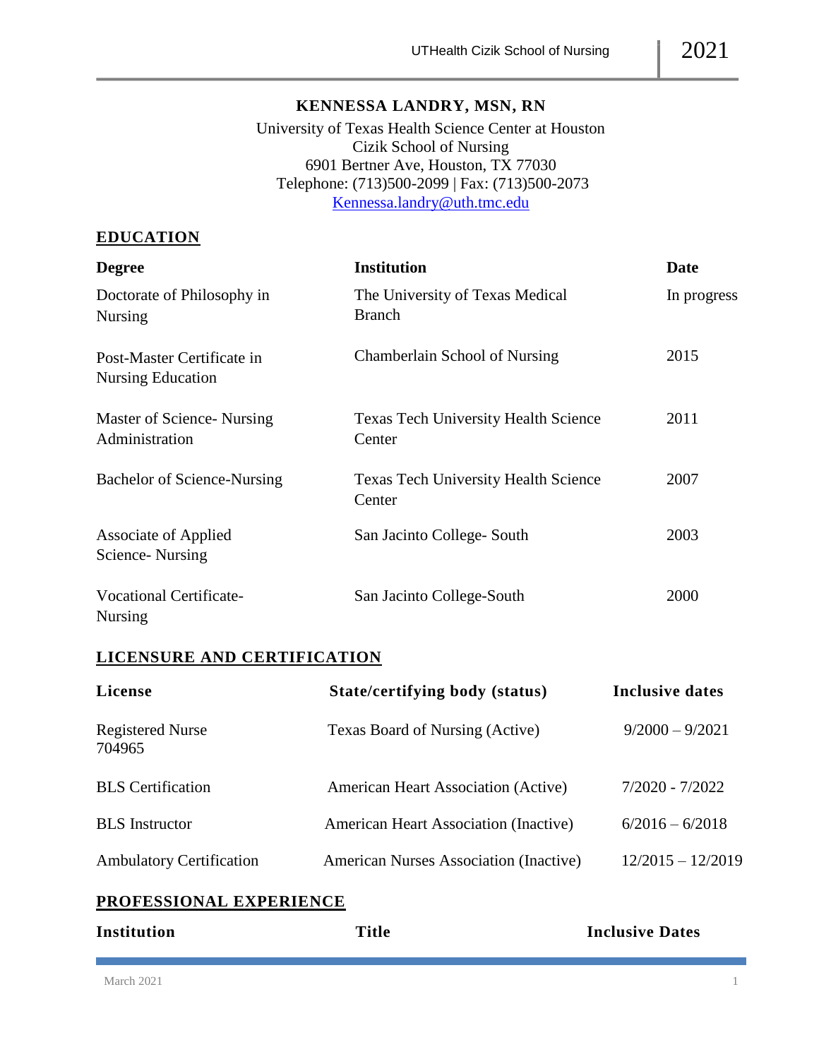# KENNESSA LANDRY, MSN, RN

University of Texas Health Science Center at Houston
Cizik School of Nursing
6901 Bertner Ave, Houston, TX 77030
Telephone: (713)500-2099 | Fax: (713)500-2073
Kennessa.landry@uth.tmc.edu

## EDUCATION

| Degree | Institution | Date |
|---|---|---|
| Doctorate of Philosophy in Nursing | The University of Texas Medical Branch | In progress |
| Post-Master Certificate in Nursing Education | Chamberlain School of Nursing | 2015 |
| Master of Science- Nursing Administration | Texas Tech University Health Science Center | 2011 |
| Bachelor of Science-Nursing | Texas Tech University Health Science Center | 2007 |
| Associate of Applied Science- Nursing | San Jacinto College- South | 2003 |
| Vocational Certificate-Nursing | San Jacinto College-South | 2000 |

## LICENSURE AND CERTIFICATION

| License | State/certifying body (status) | Inclusive dates |
|---|---|---|
| Registered Nurse 704965 | Texas Board of Nursing (Active) | 9/2000 – 9/2021 |
| BLS Certification | American Heart Association (Active) | 7/2020 - 7/2022 |
| BLS Instructor | American Heart Association (Inactive) | 6/2016 – 6/2018 |
| Ambulatory Certification | American Nurses Association (Inactive) | 12/2015 – 12/2019 |

## PROFESSIONAL EXPERIENCE

| Institution | Title | Inclusive Dates |
|---|---|---|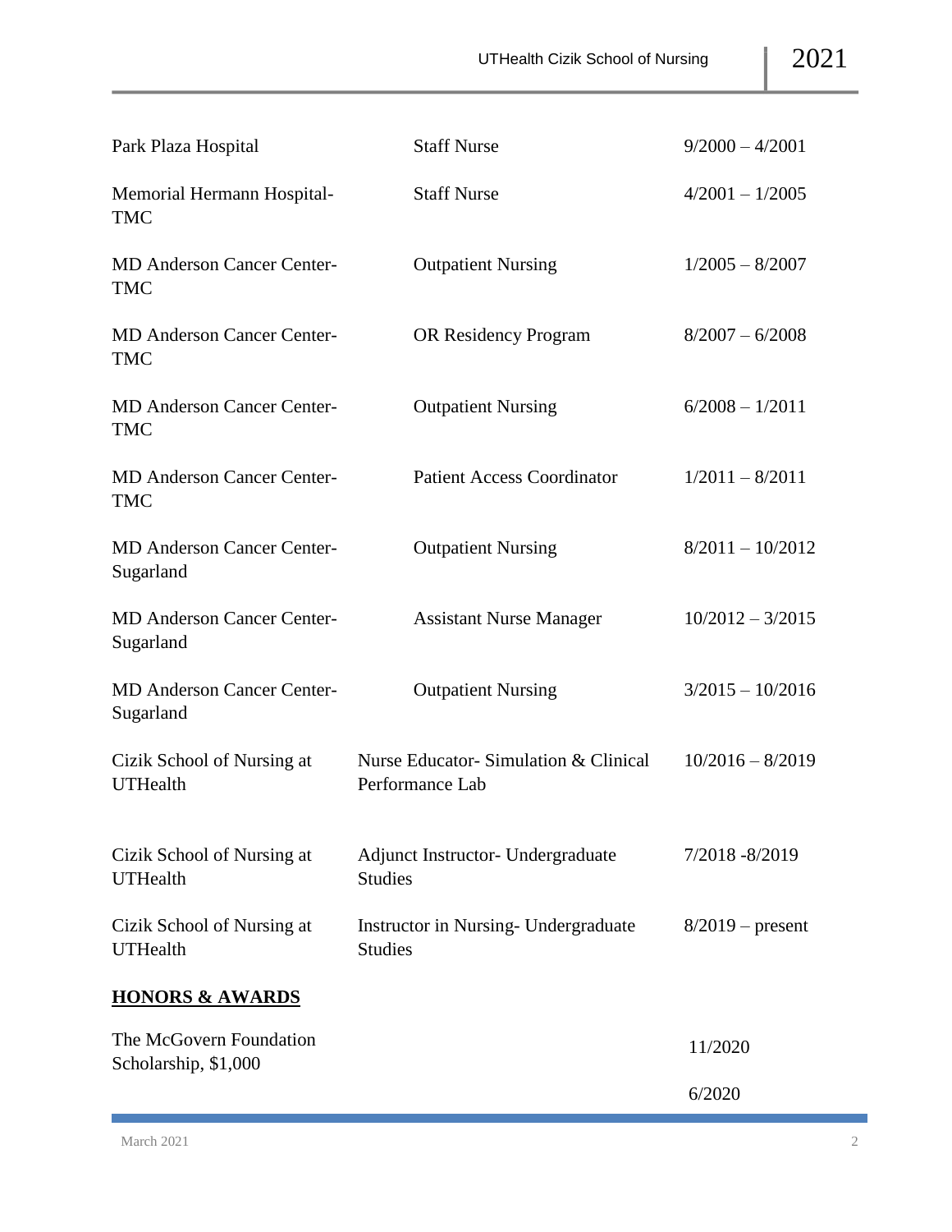| | | |
|---|---|---|
| Park Plaza Hospital | Staff Nurse | 9/2000 – 4/2001 |
| Memorial Hermann Hospital-TMC | Staff Nurse | 4/2001 – 1/2005 |
| MD Anderson Cancer Center-TMC | Outpatient Nursing | 1/2005 – 8/2007 |
| MD Anderson Cancer Center-TMC | OR Residency Program | 8/2007 – 6/2008 |
| MD Anderson Cancer Center-TMC | Outpatient Nursing | 6/2008 – 1/2011 |
| MD Anderson Cancer Center-TMC | Patient Access Coordinator | 1/2011 – 8/2011 |
| MD Anderson Cancer Center-Sugarland | Outpatient Nursing | 8/2011 – 10/2012 |
| MD Anderson Cancer Center-Sugarland | Assistant Nurse Manager | 10/2012 – 3/2015 |
| MD Anderson Cancer Center-Sugarland | Outpatient Nursing | 3/2015 – 10/2016 |
| Cizik School of Nursing at UTHealth | Nurse Educator- Simulation & Clinical Performance Lab | 10/2016 – 8/2019 |
| Cizik School of Nursing at UTHealth | Adjunct Instructor- Undergraduate Studies | 7/2018 -8/2019 |
| Cizik School of Nursing at UTHealth | Instructor in Nursing- Undergraduate Studies | 8/2019 – present |

## HONORS & AWARDS

| | |
|---|---|
| The McGovern Foundation Scholarship, $1,000 | 11/2020 |
| | 6/2020 |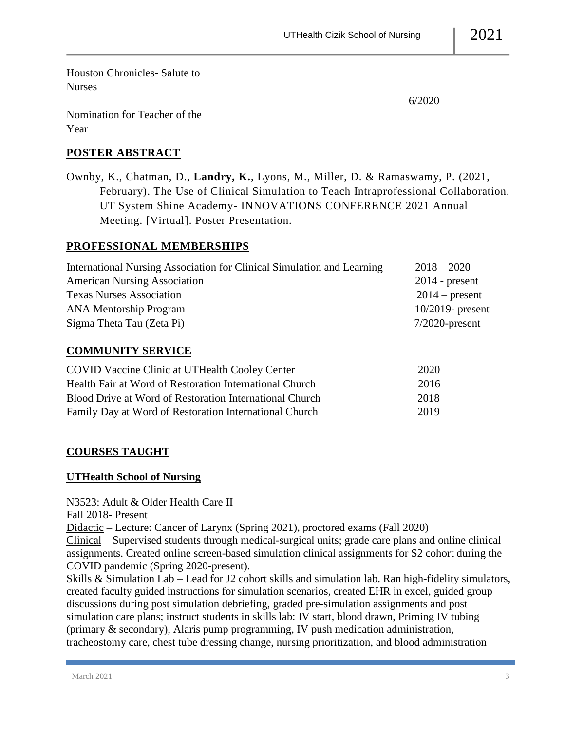Houston Chronicles- Salute to Nurses

6/2020

Nomination for Teacher of the Year

## POSTER ABSTRACT

Ownby, K., Chatman, D., **Landry, K.**, Lyons, M., Miller, D. & Ramaswamy, P. (2021, February). The Use of Clinical Simulation to Teach Intraprofessional Collaboration. UT System Shine Academy- INNOVATIONS CONFERENCE 2021 Annual Meeting. [Virtual]. Poster Presentation.

## PROFESSIONAL MEMBERSHIPS

| | |
|---|---|
| International Nursing Association for Clinical Simulation and Learning | 2018 – 2020 |
| American Nursing Association | 2014 - present |
| Texas Nurses Association | 2014 – present |
| ANA Mentorship Program | 10/2019- present |
| Sigma Theta Tau (Zeta Pi) | 7/2020-present |

## COMMUNITY SERVICE

| | |
|---|---|
| COVID Vaccine Clinic at UTHealth Cooley Center | 2020 |
| Health Fair at Word of Restoration International Church | 2016 |
| Blood Drive at Word of Restoration International Church | 2018 |
| Family Day at Word of Restoration International Church | 2019 |

## COURSES TAUGHT

### UTHealth School of Nursing

N3523: Adult & Older Health Care II
Fall 2018- Present

Didactic – Lecture: Cancer of Larynx (Spring 2021), proctored exams (Fall 2020)

Clinical – Supervised students through medical-surgical units; grade care plans and online clinical assignments. Created online screen-based simulation clinical assignments for S2 cohort during the COVID pandemic (Spring 2020-present).

Skills & Simulation Lab – Lead for J2 cohort skills and simulation lab. Ran high-fidelity simulators, created faculty guided instructions for simulation scenarios, created EHR in excel, guided group discussions during post simulation debriefing, graded pre-simulation assignments and post simulation care plans; instruct students in skills lab: IV start, blood drawn, Priming IV tubing (primary & secondary), Alaris pump programming, IV push medication administration, tracheostomy care, chest tube dressing change, nursing prioritization, and blood administration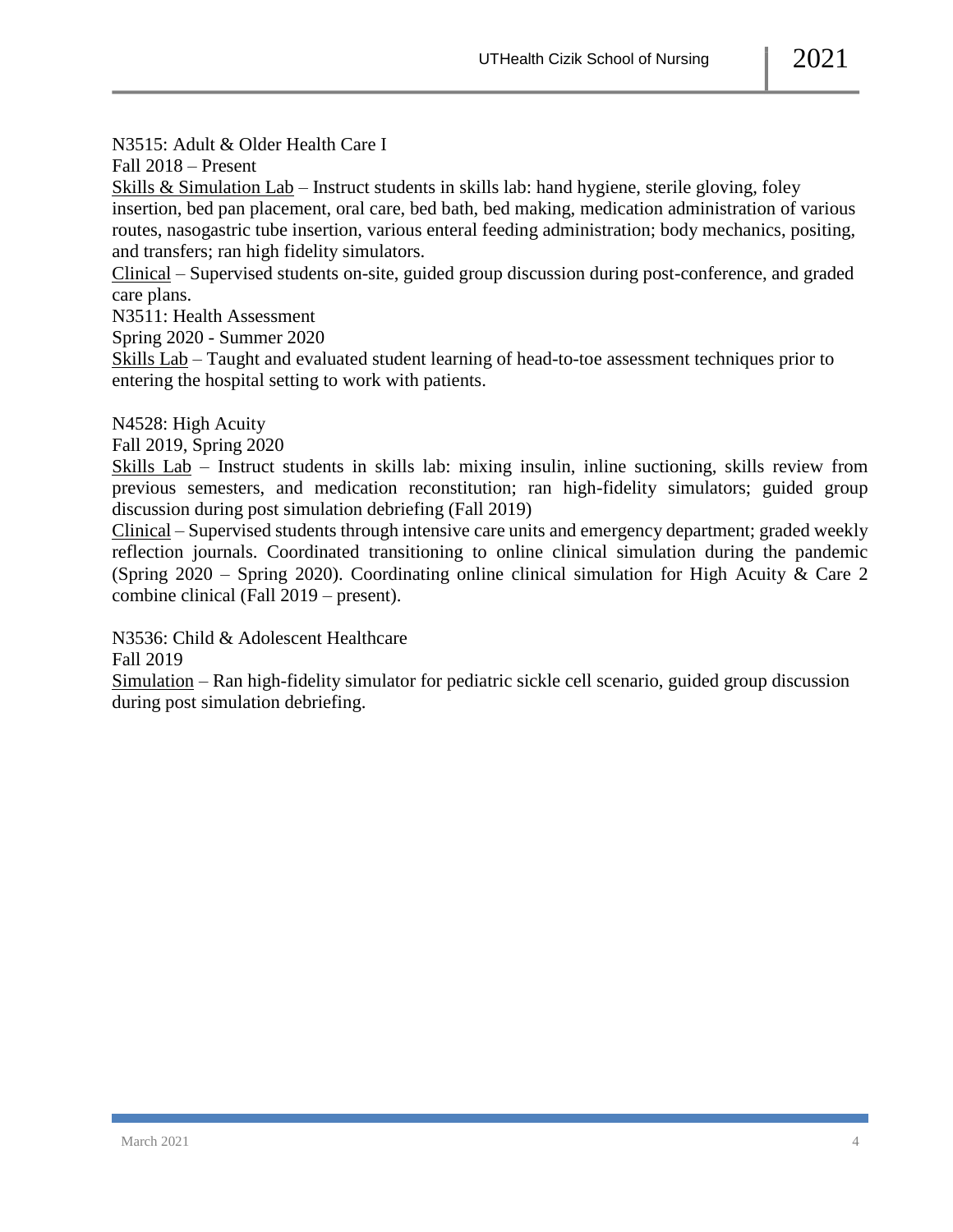N3515: Adult & Older Health Care I

Fall 2018 – Present

<u>Skills & Simulation Lab</u> – Instruct students in skills lab: hand hygiene, sterile gloving, foley insertion, bed pan placement, oral care, bed bath, bed making, medication administration of various routes, nasogastric tube insertion, various enteral feeding administration; body mechanics, positing, and transfers; ran high fidelity simulators.

<u>Clinical</u> – Supervised students on-site, guided group discussion during post-conference, and graded care plans.

N3511: Health Assessment

Spring 2020 - Summer 2020

<u>Skills Lab</u> – Taught and evaluated student learning of head-to-toe assessment techniques prior to entering the hospital setting to work with patients.

N4528: High Acuity

Fall 2019, Spring 2020

<u>Skills Lab</u> – Instruct students in skills lab: mixing insulin, inline suctioning, skills review from previous semesters, and medication reconstitution; ran high-fidelity simulators; guided group discussion during post simulation debriefing (Fall 2019)

<u>Clinical</u> – Supervised students through intensive care units and emergency department; graded weekly reflection journals. Coordinated transitioning to online clinical simulation during the pandemic (Spring 2020 – Spring 2020). Coordinating online clinical simulation for High Acuity & Care 2 combine clinical (Fall 2019 – present).

N3536: Child & Adolescent Healthcare

Fall 2019

<u>Simulation</u> – Ran high-fidelity simulator for pediatric sickle cell scenario, guided group discussion during post simulation debriefing.